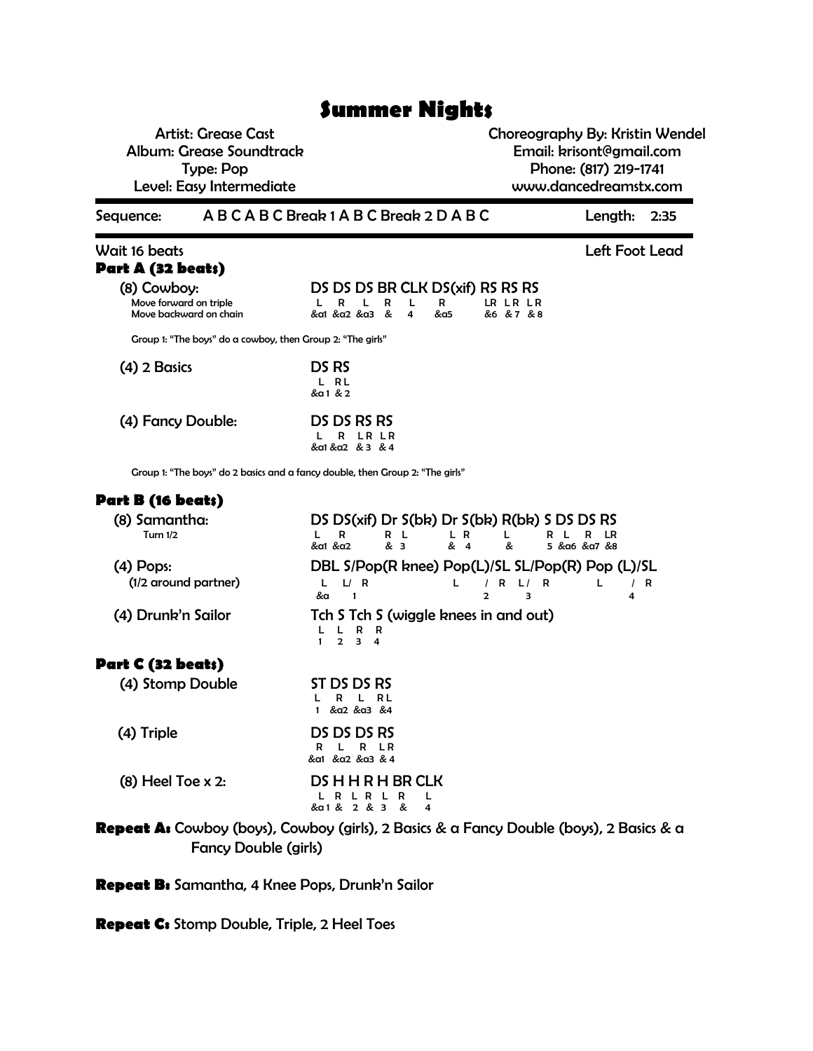# Summer Nights

Artist: Grease Cast
Album: Grease Soundtrack
Type: Pop
Level: Easy Intermediate

Choreography By: Kristin Wendel
Email: krisont@gmail.com
Phone: (817) 219-1741
www.dancedreamstx.com

**Sequence:** A B C A B C Break 1 A B C Break 2 D A B C — **Length:** 2:35

Wait 16 beats — Left Foot Lead

## Part A (32 beats)

**(8) Cowboy:**
Move forward on triple
Move backward on chain

```
DS  DS  DS  BR CLK DS(xif) RS  RS  RS
L   R   L   R  L   R       LR  LR  LR
&a1 &a2 &a3 &  4   &a5     &6  &7  &8
```

Group 1: "The boys" do a cowboy, then Group 2: "The girls"

**(4) 2 Basics**

```
DS  RS
L   RL
&a1 &2
```

**(4) Fancy Double:**

```
DS  DS  RS RS
L   R   LR LR
&a1 &a2 &3 &4
```

Group 1: "The boys" do 2 basics and a fancy double, then Group 2: "The girls"

## Part B (16 beats)

**(8) Samantha:**
Turn 1/2

```
DS  DS(xif) Dr S(bk) Dr S(bk) R(bk) S DS  DS  RS
L   R       R  L     L  R     L     R L   R   LR
&a1 &a2     &  3     &  4     &     5 &a6 &a7 &8
```

**(4) Pops:**
(1/2 around partner)

```
DBL S/Pop(R knee) Pop(L)/SL SL/Pop(R) Pop (L)/SL
L   L/ R          L       / R  L/  R    L       / R
&a  1                       2      3            4
```

**(4) Drunk'n Sailor**

```
Tch S Tch S (wiggle knees in and out)
L   L R   R
1   2 3   4
```

## Part C (32 beats)

**(4) Stomp Double**

```
ST DS  DS  RS
L  R   L   RL
1  &a2 &a3 &4
```

**(4) Triple**

```
DS  DS  DS  RS
R   L   R   LR
&a1 &a2 &a3 &4
```

**(8) Heel Toe x 2:**

```
DS  H H R H BR CLK
L   R L R L R  L
&a1 & 2 & 3 &  4
```

**Repeat A:** Cowboy (boys), Cowboy (girls), 2 Basics & a Fancy Double (boys), 2 Basics & a Fancy Double (girls)

**Repeat B:** Samantha, 4 Knee Pops, Drunk'n Sailor

**Repeat C:** Stomp Double, Triple, 2 Heel Toes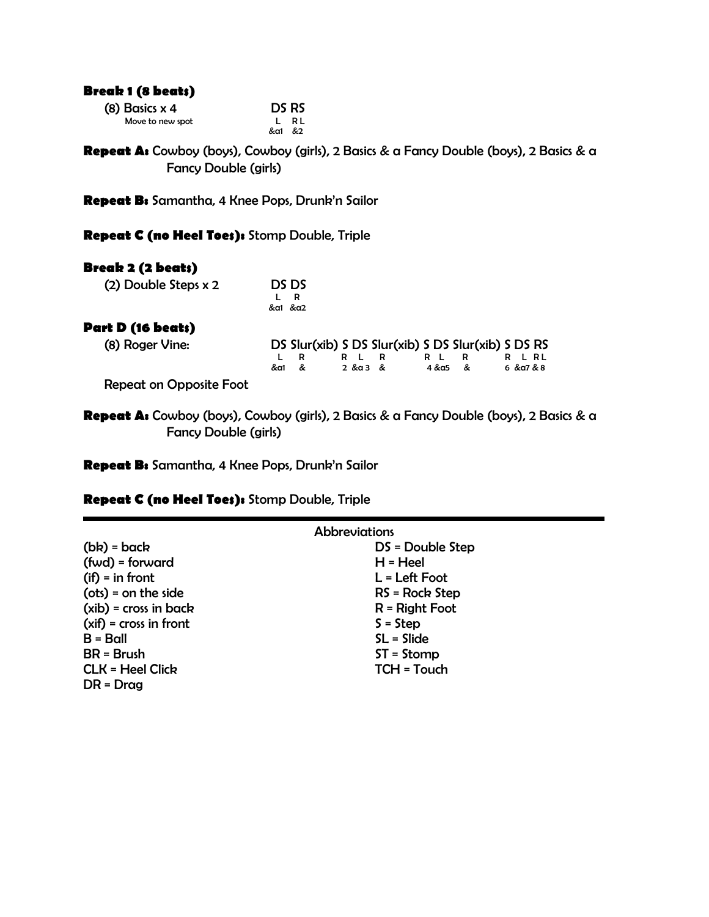**Break 1 (8 beats)**

| | |
|---|---|
| (8) Basics x 4<br>Move to new spot | DS RS<br>L RL<br>&a1 &2 |

**Repeat A:** Cowboy (boys), Cowboy (girls), 2 Basics & a Fancy Double (boys), 2 Basics & a Fancy Double (girls)

**Repeat B:** Samantha, 4 Knee Pops, Drunk'n Sailor

**Repeat C (no Heel Toes):** Stomp Double, Triple

**Break 2 (2 beats)**

| | |
|---|---|
| (2) Double Steps x 2 | DS DS<br>L R<br>&a1 &a2 |

**Part D (16 beats)**

| | |
|---|---|
| (8) Roger Vine: | DS Slur(xib) S DS Slur(xib) S DS Slur(xib) S DS RS<br>L R R L R R L R R L RL<br>&a1 & 2 &a3 & 4 &a5 & 6 &a7 & 8 |

Repeat on Opposite Foot

**Repeat A:** Cowboy (boys), Cowboy (girls), 2 Basics & a Fancy Double (boys), 2 Basics & a Fancy Double (girls)

**Repeat B:** Samantha, 4 Knee Pops, Drunk'n Sailor

**Repeat C (no Heel Toes):** Stomp Double, Triple

---

Abbreviations

| | |
|---|---|
| (bk) = back | DS = Double Step |
| (fwd) = forward | H = Heel |
| (if) = in front | L = Left Foot |
| (ots) = on the side | RS = Rock Step |
| (xib) = cross in back | R = Right Foot |
| (xif) = cross in front | S = Step |
| B = Ball | SL = Slide |
| BR = Brush | ST = Stomp |
| CLK = Heel Click | TCH = Touch |
| DR = Drag | |